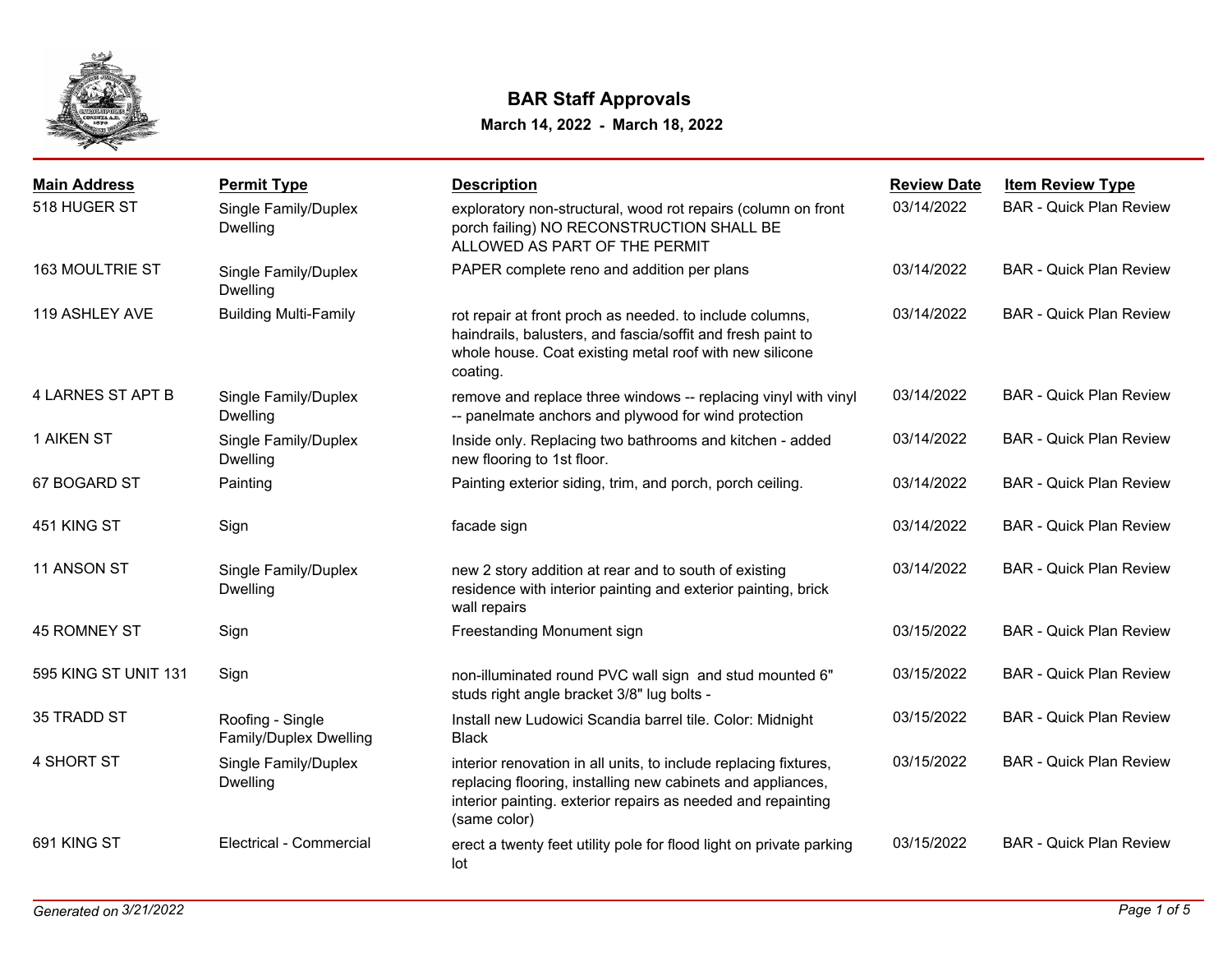# BAR Staff Approvals

**March 14, 2022 - March 18, 2022**

| Main Address | Permit Type | Description | Review Date | Item Review Type |
|---|---|---|---|---|
| 518 HUGER ST | Single Family/Duplex Dwelling | exploratory non-structural, wood rot repairs (column on front porch failing) NO RECONSTRUCTION SHALL BE ALLOWED AS PART OF THE PERMIT | 03/14/2022 | BAR - Quick Plan Review |
| 163 MOULTRIE ST | Single Family/Duplex Dwelling | PAPER complete reno and addition per plans | 03/14/2022 | BAR - Quick Plan Review |
| 119 ASHLEY AVE | Building Multi-Family | rot repair at front proch as needed. to include columns, haindrails, balusters, and fascia/soffit and fresh paint to whole house. Coat existing metal roof with new silicone coating. | 03/14/2022 | BAR - Quick Plan Review |
| 4 LARNES ST APT B | Single Family/Duplex Dwelling | remove and replace three windows -- replacing vinyl with vinyl -- panelmate anchors and plywood for wind protection | 03/14/2022 | BAR - Quick Plan Review |
| 1 AIKEN ST | Single Family/Duplex Dwelling | Inside only. Replacing two bathrooms and kitchen - added new flooring to 1st floor. | 03/14/2022 | BAR - Quick Plan Review |
| 67 BOGARD ST | Painting | Painting exterior siding, trim, and porch, porch ceiling. | 03/14/2022 | BAR - Quick Plan Review |
| 451 KING ST | Sign | facade sign | 03/14/2022 | BAR - Quick Plan Review |
| 11 ANSON ST | Single Family/Duplex Dwelling | new 2 story addition at rear and to south of existing residence with interior painting and exterior painting, brick wall repairs | 03/14/2022 | BAR - Quick Plan Review |
| 45 ROMNEY ST | Sign | Freestanding Monument sign | 03/15/2022 | BAR - Quick Plan Review |
| 595 KING ST UNIT 131 | Sign | non-illuminated round PVC wall sign and stud mounted 6" studs right angle bracket 3/8" lug bolts - | 03/15/2022 | BAR - Quick Plan Review |
| 35 TRADD ST | Roofing - Single Family/Duplex Dwelling | Install new Ludowici Scandia barrel tile. Color: Midnight Black | 03/15/2022 | BAR - Quick Plan Review |
| 4 SHORT ST | Single Family/Duplex Dwelling | interior renovation in all units, to include replacing fixtures, replacing flooring, installing new cabinets and appliances, interior painting. exterior repairs as needed and repainting (same color) | 03/15/2022 | BAR - Quick Plan Review |
| 691 KING ST | Electrical - Commercial | erect a twenty feet utility pole for flood light on private parking lot | 03/15/2022 | BAR - Quick Plan Review |

*Generated on 3/21/2022*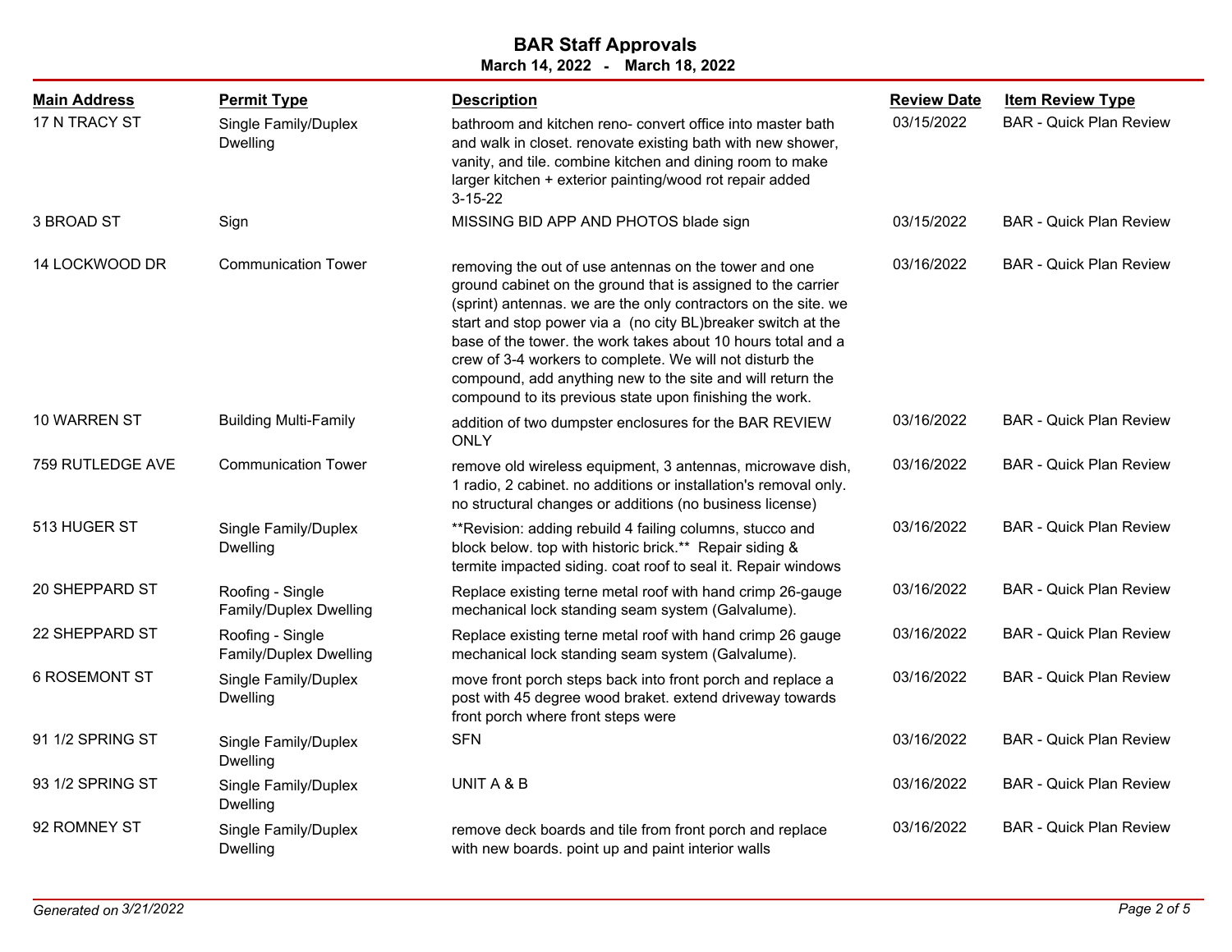# BAR Staff Approvals

**March 14, 2022 - March 18, 2022**

| Main Address | Permit Type | Description | Review Date | Item Review Type |
|---|---|---|---|---|
| 17 N TRACY ST | Single Family/Duplex Dwelling | bathroom and kitchen reno- convert office into master bath and walk in closet. renovate existing bath with new shower, vanity, and tile. combine kitchen and dining room to make larger kitchen + exterior painting/wood rot repair added 3-15-22 | 03/15/2022 | BAR - Quick Plan Review |
| 3 BROAD ST | Sign | MISSING BID APP AND PHOTOS blade sign | 03/15/2022 | BAR - Quick Plan Review |
| 14 LOCKWOOD DR | Communication Tower | removing the out of use antennas on the tower and one ground cabinet on the ground that is assigned to the carrier (sprint) antennas. we are the only contractors on the site. we start and stop power via a (no city BL)breaker switch at the base of the tower. the work takes about 10 hours total and a crew of 3-4 workers to complete. We will not disturb the compound, add anything new to the site and will return the compound to its previous state upon finishing the work. | 03/16/2022 | BAR - Quick Plan Review |
| 10 WARREN ST | Building Multi-Family | addition of two dumpster enclosures for the BAR REVIEW ONLY | 03/16/2022 | BAR - Quick Plan Review |
| 759 RUTLEDGE AVE | Communication Tower | remove old wireless equipment, 3 antennas, microwave dish, 1 radio, 2 cabinet. no additions or installation's removal only. no structural changes or additions (no business license) | 03/16/2022 | BAR - Quick Plan Review |
| 513 HUGER ST | Single Family/Duplex Dwelling | **Revision: adding rebuild 4 failing columns, stucco and block below. top with historic brick.** Repair siding & termite impacted siding. coat roof to seal it. Repair windows | 03/16/2022 | BAR - Quick Plan Review |
| 20 SHEPPARD ST | Roofing - Single Family/Duplex Dwelling | Replace existing terne metal roof with hand crimp 26-gauge mechanical lock standing seam system (Galvalume). | 03/16/2022 | BAR - Quick Plan Review |
| 22 SHEPPARD ST | Roofing - Single Family/Duplex Dwelling | Replace existing terne metal roof with hand crimp 26 gauge mechanical lock standing seam system (Galvalume). | 03/16/2022 | BAR - Quick Plan Review |
| 6 ROSEMONT ST | Single Family/Duplex Dwelling | move front porch steps back into front porch and replace a post with 45 degree wood braket. extend driveway towards front porch where front steps were | 03/16/2022 | BAR - Quick Plan Review |
| 91 1/2 SPRING ST | Single Family/Duplex Dwelling | SFN | 03/16/2022 | BAR - Quick Plan Review |
| 93 1/2 SPRING ST | Single Family/Duplex Dwelling | UNIT A & B | 03/16/2022 | BAR - Quick Plan Review |
| 92 ROMNEY ST | Single Family/Duplex Dwelling | remove deck boards and tile from front porch and replace with new boards. point up and paint interior walls | 03/16/2022 | BAR - Quick Plan Review |

*Generated on 3/21/2022*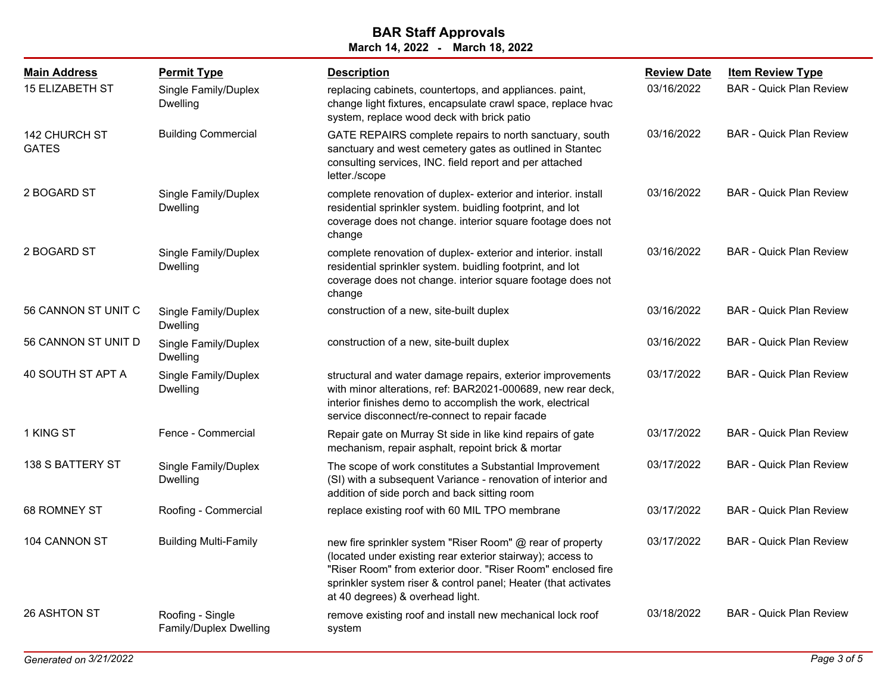# BAR Staff Approvals

**March 14, 2022 - March 18, 2022**

| Main Address | Permit Type | Description | Review Date | Item Review Type |
|---|---|---|---|---|
| 15 ELIZABETH ST | Single Family/Duplex Dwelling | replacing cabinets, countertops, and appliances. paint, change light fixtures, encapsulate crawl space, replace hvac system, replace wood deck with brick patio | 03/16/2022 | BAR - Quick Plan Review |
| 142 CHURCH ST GATES | Building Commercial | GATE REPAIRS complete repairs to north sanctuary, south sanctuary and west cemetery gates as outlined in Stantec consulting services, INC. field report and per attached letter./scope | 03/16/2022 | BAR - Quick Plan Review |
| 2 BOGARD ST | Single Family/Duplex Dwelling | complete renovation of duplex- exterior and interior. install residential sprinkler system. buidling footprint, and lot coverage does not change. interior square footage does not change | 03/16/2022 | BAR - Quick Plan Review |
| 2 BOGARD ST | Single Family/Duplex Dwelling | complete renovation of duplex- exterior and interior. install residential sprinkler system. buidling footprint, and lot coverage does not change. interior square footage does not change | 03/16/2022 | BAR - Quick Plan Review |
| 56 CANNON ST UNIT C | Single Family/Duplex Dwelling | construction of a new, site-built duplex | 03/16/2022 | BAR - Quick Plan Review |
| 56 CANNON ST UNIT D | Single Family/Duplex Dwelling | construction of a new, site-built duplex | 03/16/2022 | BAR - Quick Plan Review |
| 40 SOUTH ST APT A | Single Family/Duplex Dwelling | structural and water damage repairs, exterior improvements with minor alterations, ref: BAR2021-000689, new rear deck, interior finishes demo to accomplish the work, electrical service disconnect/re-connect to repair facade | 03/17/2022 | BAR - Quick Plan Review |
| 1 KING ST | Fence - Commercial | Repair gate on Murray St side in like kind repairs of gate mechanism, repair asphalt, repoint brick & mortar | 03/17/2022 | BAR - Quick Plan Review |
| 138 S BATTERY ST | Single Family/Duplex Dwelling | The scope of work constitutes a Substantial Improvement (SI) with a subsequent Variance - renovation of interior and addition of side porch and back sitting room | 03/17/2022 | BAR - Quick Plan Review |
| 68 ROMNEY ST | Roofing - Commercial | replace existing roof with 60 MIL TPO membrane | 03/17/2022 | BAR - Quick Plan Review |
| 104 CANNON ST | Building Multi-Family | new fire sprinkler system "Riser Room" @ rear of property (located under existing rear exterior stairway); access to "Riser Room" from exterior door. "Riser Room" enclosed fire sprinkler system riser & control panel; Heater (that activates at 40 degrees) & overhead light. | 03/17/2022 | BAR - Quick Plan Review |
| 26 ASHTON ST | Roofing - Single Family/Duplex Dwelling | remove existing roof and install new mechanical lock roof system | 03/18/2022 | BAR - Quick Plan Review |

*Generated on 3/21/2022*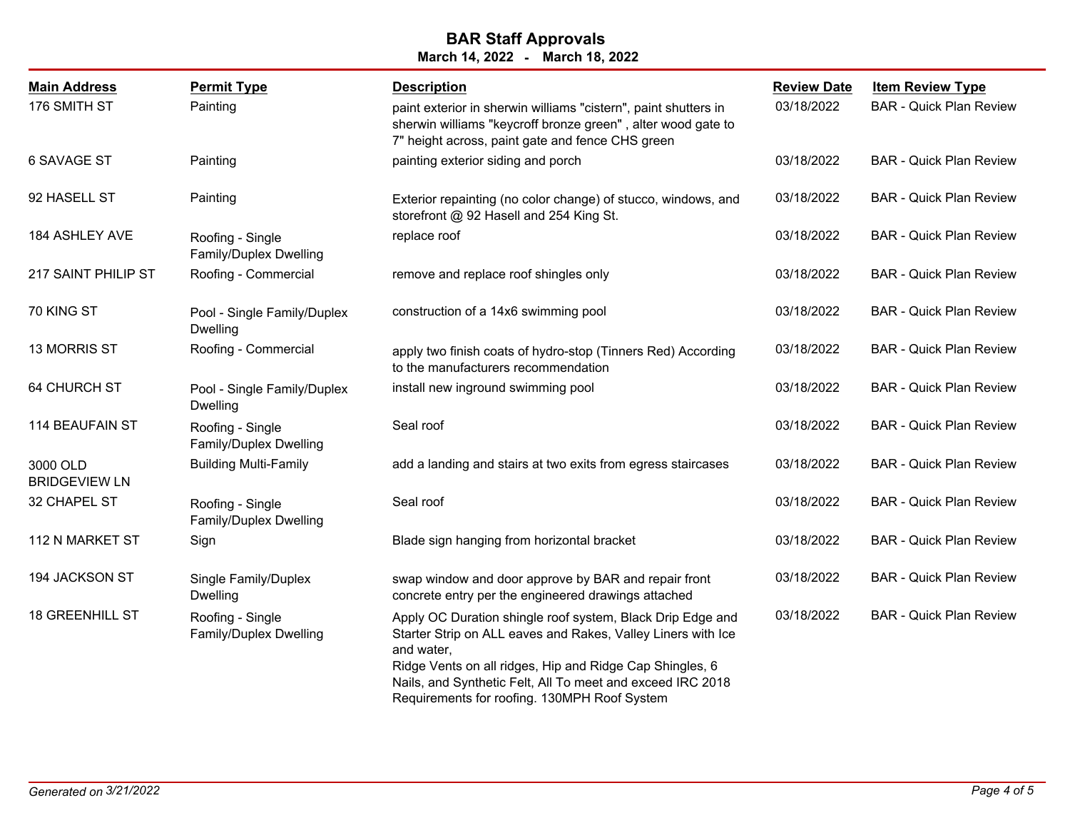## BAR Staff Approvals

**March 14, 2022 - March 18, 2022**

| Main Address | Permit Type | Description | Review Date | Item Review Type |
|---|---|---|---|---|
| 176 SMITH ST | Painting | paint exterior in sherwin williams "cistern", paint shutters in sherwin williams "keycroff bronze green" , alter wood gate to 7" height across, paint gate and fence CHS green | 03/18/2022 | BAR - Quick Plan Review |
| 6 SAVAGE ST | Painting | painting exterior siding and porch | 03/18/2022 | BAR - Quick Plan Review |
| 92 HASELL ST | Painting | Exterior repainting (no color change) of stucco, windows, and storefront @ 92 Hasell and 254 King St. | 03/18/2022 | BAR - Quick Plan Review |
| 184 ASHLEY AVE | Roofing - Single Family/Duplex Dwelling | replace roof | 03/18/2022 | BAR - Quick Plan Review |
| 217 SAINT PHILIP ST | Roofing - Commercial | remove and replace roof shingles only | 03/18/2022 | BAR - Quick Plan Review |
| 70 KING ST | Pool - Single Family/Duplex Dwelling | construction of a 14x6 swimming pool | 03/18/2022 | BAR - Quick Plan Review |
| 13 MORRIS ST | Roofing - Commercial | apply two finish coats of hydro-stop (Tinners Red) According to the manufacturers recommendation | 03/18/2022 | BAR - Quick Plan Review |
| 64 CHURCH ST | Pool - Single Family/Duplex Dwelling | install new inground swimming pool | 03/18/2022 | BAR - Quick Plan Review |
| 114 BEAUFAIN ST | Roofing - Single Family/Duplex Dwelling | Seal roof | 03/18/2022 | BAR - Quick Plan Review |
| 3000 OLD BRIDGEVIEW LN | Building Multi-Family | add a landing and stairs at two exits from egress staircases | 03/18/2022 | BAR - Quick Plan Review |
| 32 CHAPEL ST | Roofing - Single Family/Duplex Dwelling | Seal roof | 03/18/2022 | BAR - Quick Plan Review |
| 112 N MARKET ST | Sign | Blade sign hanging from horizontal bracket | 03/18/2022 | BAR - Quick Plan Review |
| 194 JACKSON ST | Single Family/Duplex Dwelling | swap window and door approve by BAR and repair front concrete entry per the engineered drawings attached | 03/18/2022 | BAR - Quick Plan Review |
| 18 GREENHILL ST | Roofing - Single Family/Duplex Dwelling | Apply OC Duration shingle roof system, Black Drip Edge and Starter Strip on ALL eaves and Rakes, Valley Liners with Ice and water, Ridge Vents on all ridges, Hip and Ridge Cap Shingles, 6 Nails, and Synthetic Felt, All To meet and exceed IRC 2018 Requirements for roofing. 130MPH Roof System | 03/18/2022 | BAR - Quick Plan Review |

*Generated on 3/21/2022*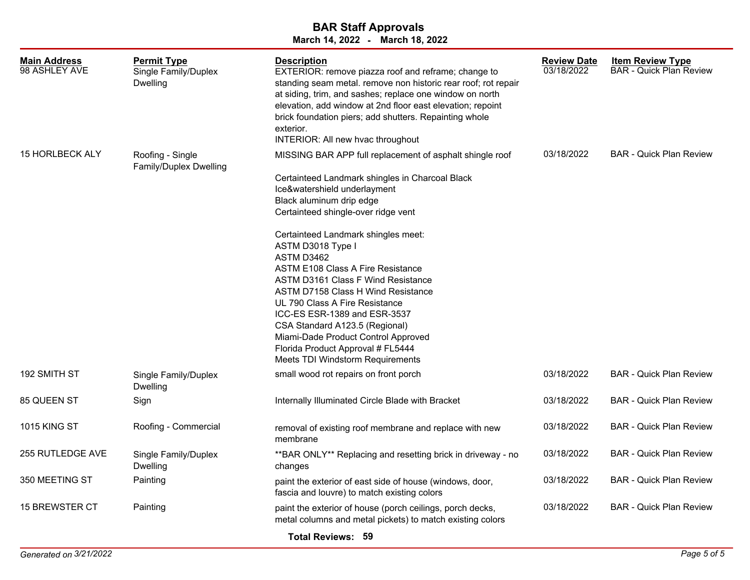# BAR Staff Approvals

**March 14, 2022 - March 18, 2022**

| Main Address | Permit Type | Description | Review Date | Item Review Type |
|---|---|---|---|---|
| 98 ASHLEY AVE | Single Family/Duplex Dwelling | EXTERIOR: remove piazza roof and reframe; change to standing seam metal. remove non historic rear roof; rot repair at siding, trim, and sashes; replace one window on north elevation, add window at 2nd floor east elevation; repoint brick foundation piers; add shutters. Repainting whole exterior.<br>INTERIOR: All new hvac throughout | 03/18/2022 | BAR - Quick Plan Review |
| 15 HORLBECK ALY | Roofing - Single Family/Duplex Dwelling | MISSING BAR APP full replacement of asphalt shingle roof<br><br>Certainteed Landmark shingles in Charcoal Black<br>Ice&watershield underlayment<br>Black aluminum drip edge<br>Certainteed shingle-over ridge vent<br><br>Certainteed Landmark shingles meet:<br>ASTM D3018 Type I<br>ASTM D3462<br>ASTM E108 Class A Fire Resistance<br>ASTM D3161 Class F Wind Resistance<br>ASTM D7158 Class H Wind Resistance<br>UL 790 Class A Fire Resistance<br>ICC-ES ESR-1389 and ESR-3537<br>CSA Standard A123.5 (Regional)<br>Miami-Dade Product Control Approved<br>Florida Product Approval # FL5444<br>Meets TDI Windstorm Requirements | 03/18/2022 | BAR - Quick Plan Review |
| 192 SMITH ST | Single Family/Duplex Dwelling | small wood rot repairs on front porch | 03/18/2022 | BAR - Quick Plan Review |
| 85 QUEEN ST | Sign | Internally Illuminated Circle Blade with Bracket | 03/18/2022 | BAR - Quick Plan Review |
| 1015 KING ST | Roofing - Commercial | removal of existing roof membrane and replace with new membrane | 03/18/2022 | BAR - Quick Plan Review |
| 255 RUTLEDGE AVE | Single Family/Duplex Dwelling | **BAR ONLY** Replacing and resetting brick in driveway - no changes | 03/18/2022 | BAR - Quick Plan Review |
| 350 MEETING ST | Painting | paint the exterior of east side of house (windows, door, fascia and louvre) to match existing colors | 03/18/2022 | BAR - Quick Plan Review |
| 15 BREWSTER CT | Painting | paint the exterior of house (porch ceilings, porch decks, metal columns and metal pickets) to match existing colors | 03/18/2022 | BAR - Quick Plan Review |

**Total Reviews: 59**

*Generated on 3/21/2022*